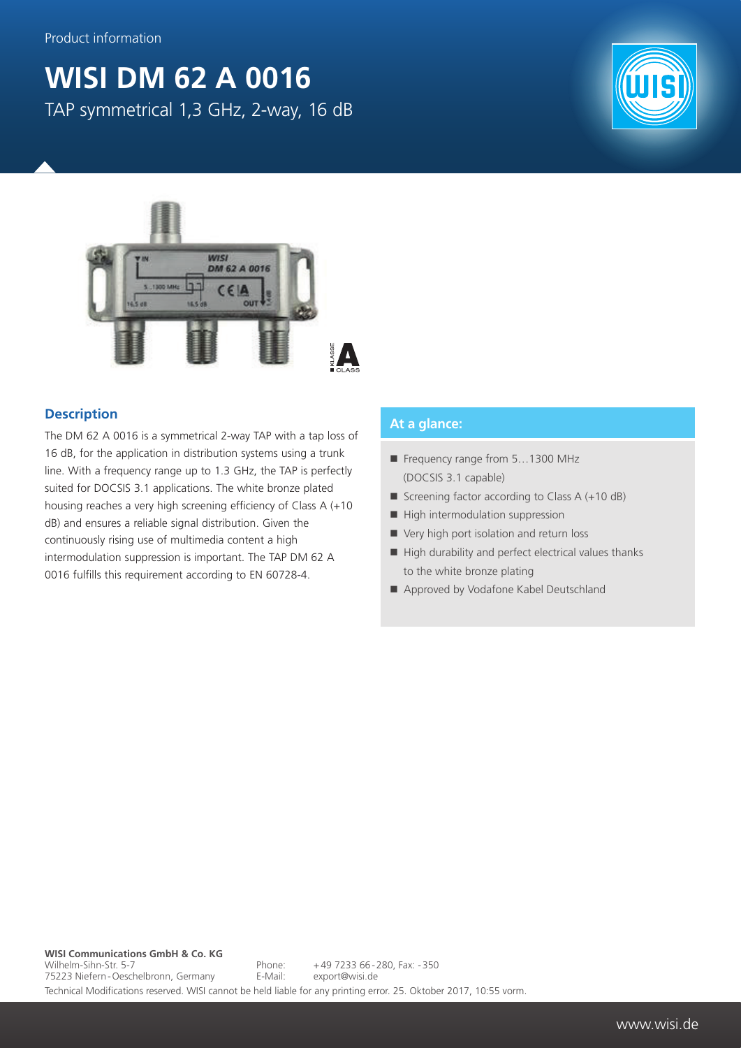Product information

# WISI DM 62 A 0016

TAP symmetrical 1,3 GHz, 2-way, 16 dB

## Description

The DM 62 A 0016 is a symmetrical 2-way TAP with a tap loss of 16 dB, for the application in distribution systems using a trunk line. With a frequency range up to 1.3 GHz, the TAP is perfectly suited for DOCSIS 3.1 applications. The white bronze plated housing reaches a very high screening efficiency of Class A (+10 dB) and ensures a reliable signal distribution. Given the continuously rising use of multimedia content a high intermodulation suppression is important. The TAP DM 62 A 0016 fulfills this requirement according to EN 60728-4.

## At a glance:

- Frequency range from 5…1300 MHz (DOCSIS 3.1 capable)
- Screening factor according to Class A (+10 dB)
- High intermodulation suppression
- Very high port isolation and return loss
- High durability and perfect electrical values thanks to the white bronze plating
- Approved by Vodafone Kabel Deutschland

**WISI Communications GmbH & Co. KG**
Wilhelm-Sihn-Str. 5-7
75223 Niefern-Oeschelbronn, Germany
Phone: +49 7233 66-280, Fax: -350
E-Mail: export@wisi.de

Technical Modifications reserved. WISI cannot be held liable for any printing error. 25. Oktober 2017, 10:55 vorm.

www.wisi.de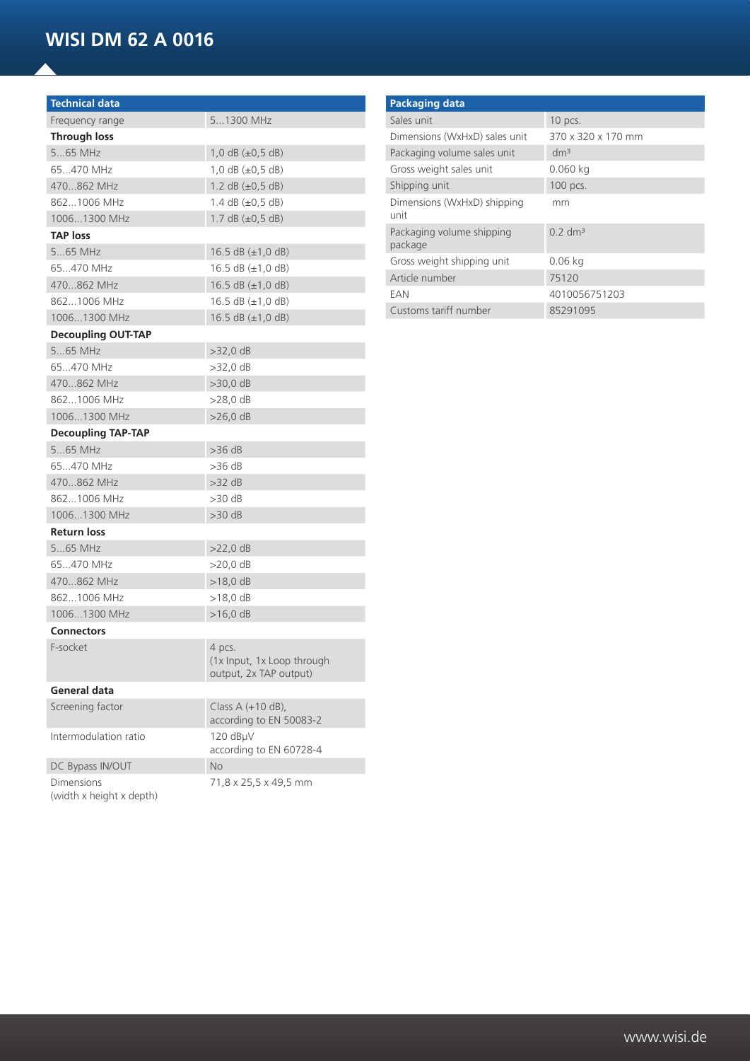# WISI DM 62 A 0016

| Technical data | |
|---|---|
| Frequency range | 5...1300 MHz |
| **Through loss** | |
| 5...65 MHz | 1,0 dB (±0,5 dB) |
| 65...470 MHz | 1,0 dB (±0,5 dB) |
| 470...862 MHz | 1.2 dB (±0,5 dB) |
| 862...1006 MHz | 1.4 dB (±0,5 dB) |
| 1006...1300 MHz | 1.7 dB (±0,5 dB) |
| **TAP loss** | |
| 5...65 MHz | 16.5 dB (±1,0 dB) |
| 65...470 MHz | 16.5 dB (±1,0 dB) |
| 470...862 MHz | 16.5 dB (±1,0 dB) |
| 862...1006 MHz | 16.5 dB (±1,0 dB) |
| 1006...1300 MHz | 16.5 dB (±1,0 dB) |
| **Decoupling OUT-TAP** | |
| 5...65 MHz | >32,0 dB |
| 65...470 MHz | >32,0 dB |
| 470...862 MHz | >30,0 dB |
| 862...1006 MHz | >28,0 dB |
| 1006...1300 MHz | >26,0 dB |
| **Decoupling TAP-TAP** | |
| 5...65 MHz | >36 dB |
| 65...470 MHz | >36 dB |
| 470...862 MHz | >32 dB |
| 862...1006 MHz | >30 dB |
| 1006...1300 MHz | >30 dB |
| **Return loss** | |
| 5...65 MHz | >22,0 dB |
| 65...470 MHz | >20,0 dB |
| 470...862 MHz | >18,0 dB |
| 862...1006 MHz | >18,0 dB |
| 1006...1300 MHz | >16,0 dB |
| **Connectors** | |
| F-socket | 4 pcs. (1x Input, 1x Loop through output, 2x TAP output) |
| **General data** | |
| Screening factor | Class A (+10 dB), according to EN 50083-2 |
| Intermodulation ratio | 120 dBµV according to EN 60728-4 |
| DC Bypass IN/OUT | No |
| Dimensions (width x height x depth) | 71,8 x 25,5 x 49,5 mm |

| Packaging data | |
|---|---|
| Sales unit | 10 pcs. |
| Dimensions (WxHxD) sales unit | 370 x 320 x 170 mm |
| Packaging volume sales unit | dm³ |
| Gross weight sales unit | 0.060 kg |
| Shipping unit | 100 pcs. |
| Dimensions (WxHxD) shipping unit | mm |
| Packaging volume shipping package | 0.2 dm³ |
| Gross weight shipping unit | 0.06 kg |
| Article number | 75120 |
| EAN | 4010056751203 |
| Customs tariff number | 85291095 |

www.wisi.de